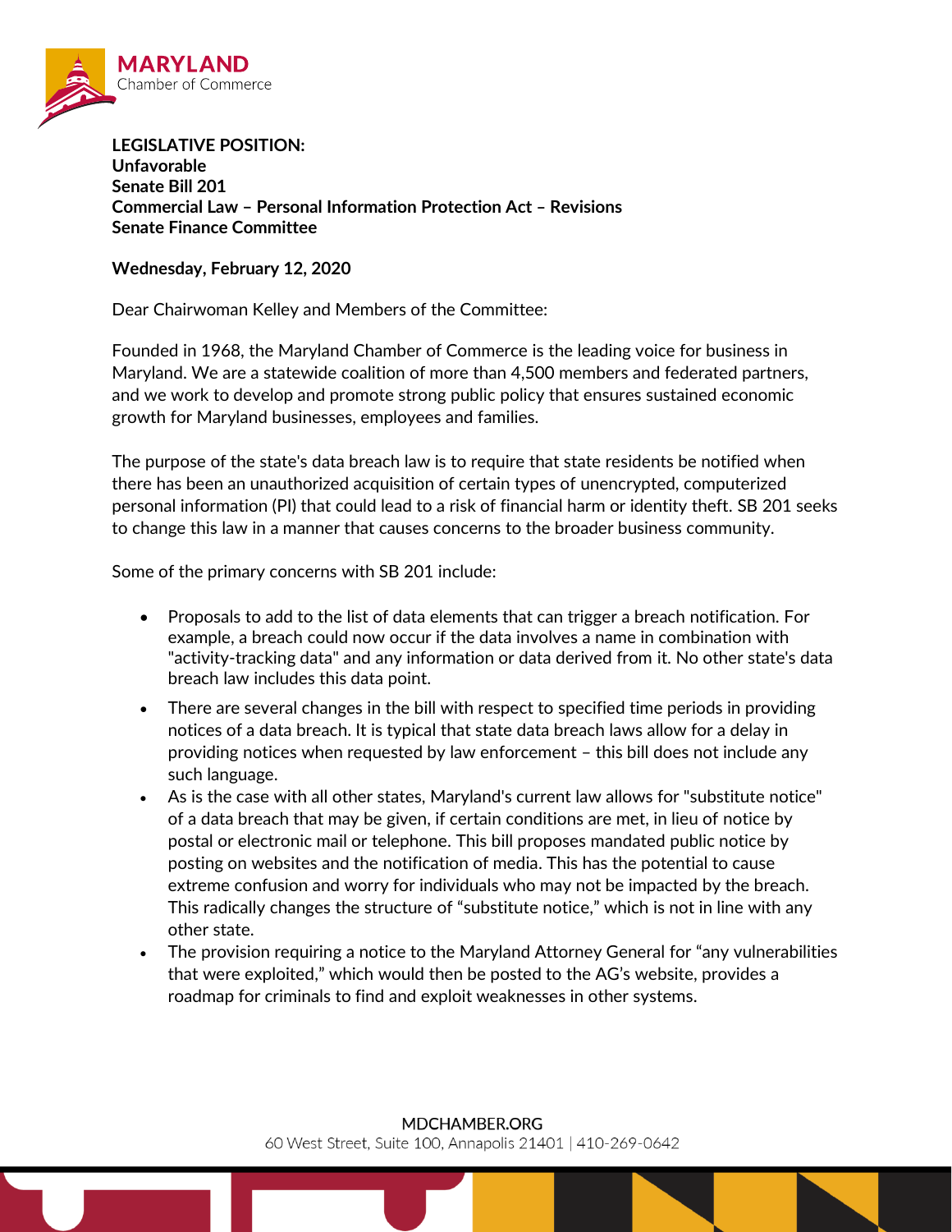**MARYLAND** Chamber of Commerce

**LEGISLATIVE POSITION:**
**Unfavorable**
**Senate Bill 201**
**Commercial Law – Personal Information Protection Act – Revisions**
**Senate Finance Committee**

**Wednesday, February 12, 2020**

Dear Chairwoman Kelley and Members of the Committee:

Founded in 1968, the Maryland Chamber of Commerce is the leading voice for business in Maryland. We are a statewide coalition of more than 4,500 members and federated partners, and we work to develop and promote strong public policy that ensures sustained economic growth for Maryland businesses, employees and families.

The purpose of the state's data breach law is to require that state residents be notified when there has been an unauthorized acquisition of certain types of unencrypted, computerized personal information (PI) that could lead to a risk of financial harm or identity theft. SB 201 seeks to change this law in a manner that causes concerns to the broader business community.

Some of the primary concerns with SB 201 include:

- Proposals to add to the list of data elements that can trigger a breach notification. For example, a breach could now occur if the data involves a name in combination with "activity-tracking data" and any information or data derived from it. No other state's data breach law includes this data point.
- There are several changes in the bill with respect to specified time periods in providing notices of a data breach. It is typical that state data breach laws allow for a delay in providing notices when requested by law enforcement – this bill does not include any such language.
- As is the case with all other states, Maryland's current law allows for "substitute notice" of a data breach that may be given, if certain conditions are met, in lieu of notice by postal or electronic mail or telephone. This bill proposes mandated public notice by posting on websites and the notification of media. This has the potential to cause extreme confusion and worry for individuals who may not be impacted by the breach. This radically changes the structure of "substitute notice," which is not in line with any other state.
- The provision requiring a notice to the Maryland Attorney General for "any vulnerabilities that were exploited," which would then be posted to the AG's website, provides a roadmap for criminals to find and exploit weaknesses in other systems.

MDCHAMBER.ORG
60 West Street, Suite 100, Annapolis 21401 | 410-269-0642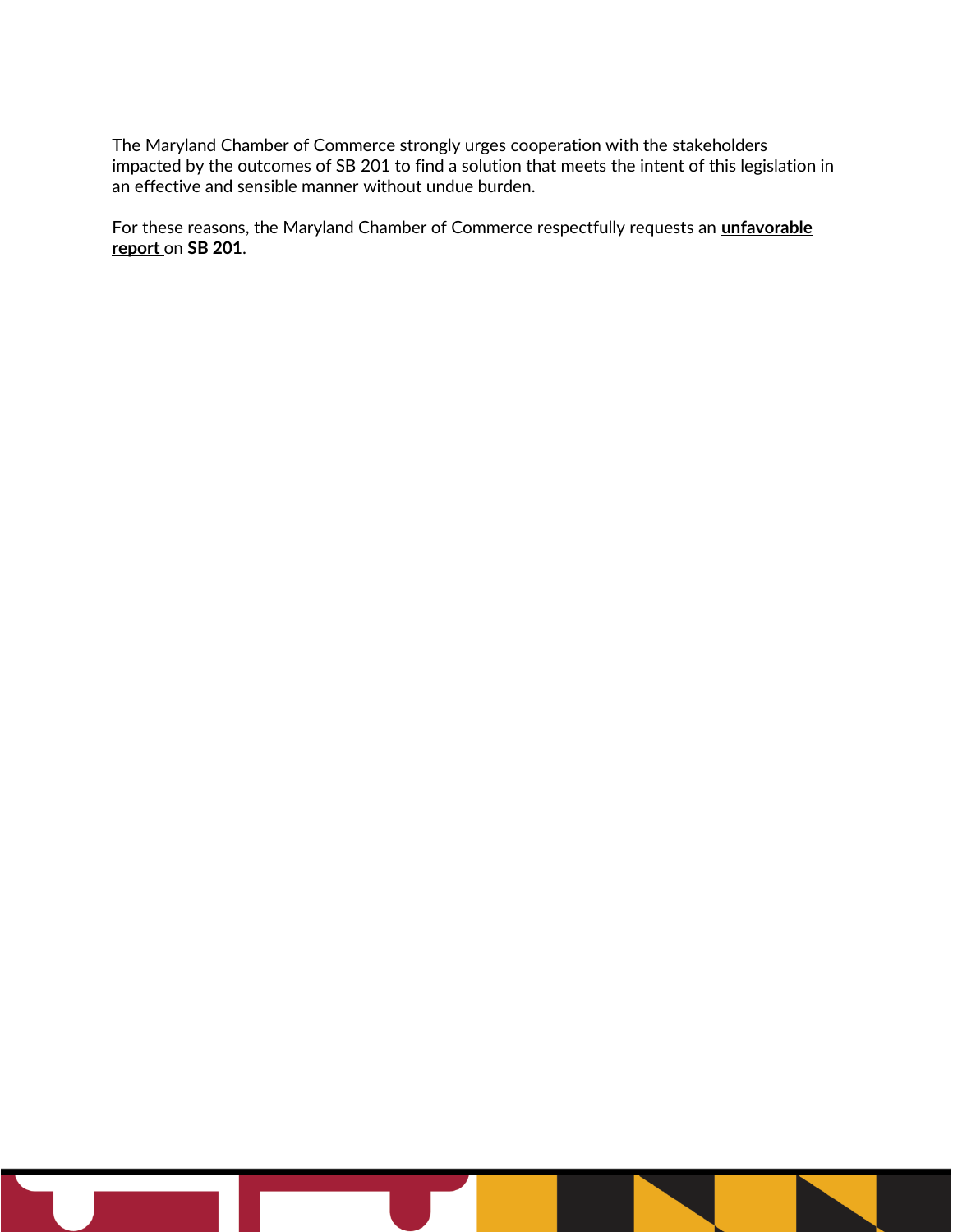The Maryland Chamber of Commerce strongly urges cooperation with the stakeholders impacted by the outcomes of SB 201 to find a solution that meets the intent of this legislation in an effective and sensible manner without undue burden.

For these reasons, the Maryland Chamber of Commerce respectfully requests an **unfavorable report** on **SB 201**.